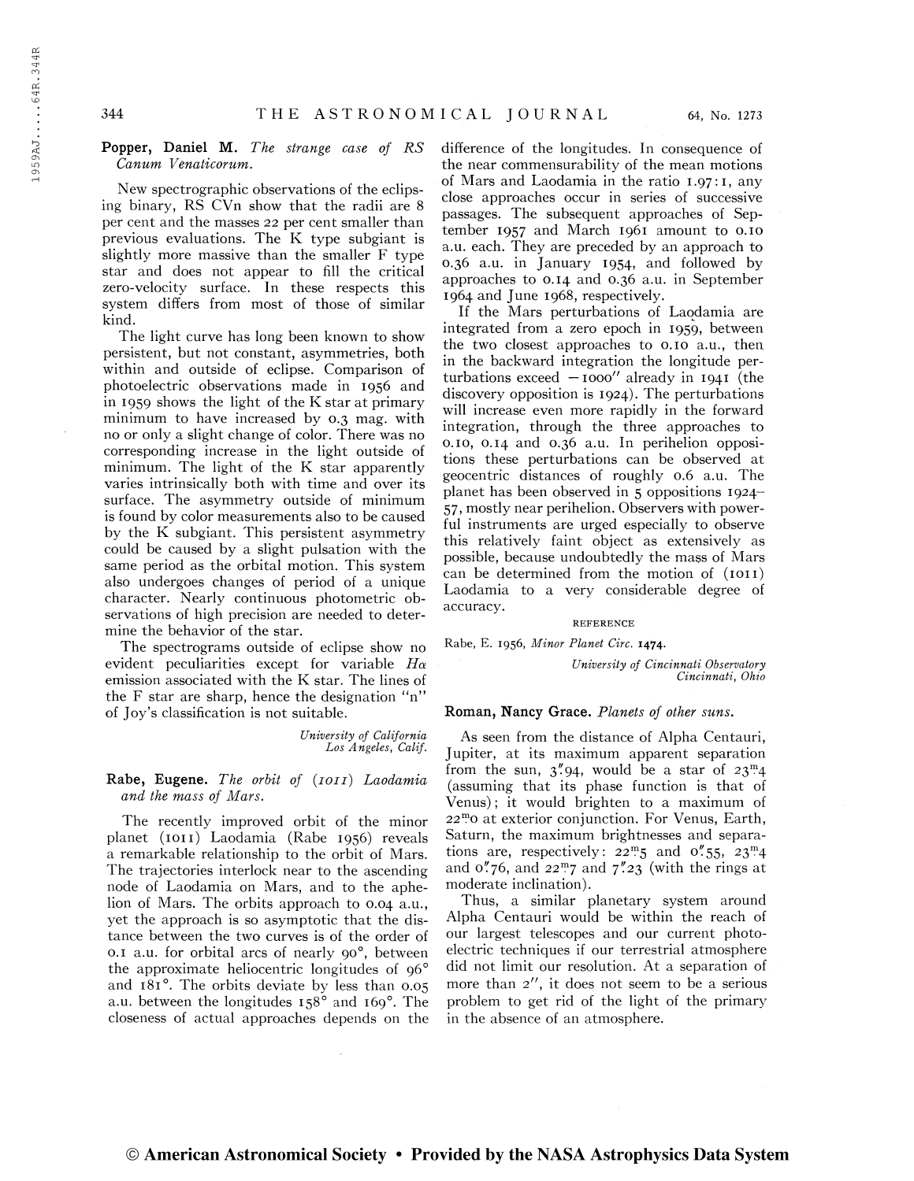**Popper, Daniel M.** *The strange case of RS Canum Venaticorum.*

New spectrographic observations of the eclipsing binary, RS CVn show that the radii are 8 per cent and the masses 22 per cent smaller than previous evaluations. The K type subgiant is slightly more massive than the smaller F type star and does not appear to fill the critical zero-velocity surface. In these respects this system differs from most of those of similar kind.

The light curve has long been known to show persistent, but not constant, asymmetries, both within and outside of eclipse. Comparison of photoelectric observations made in 1956 and in 1959 shows the light of the K star at primary minimum to have increased by 0.3 mag. with no or only a slight change of color. There was no corresponding increase in the light outside of minimum. The light of the K star apparently varies intrinsically both with time and over its surface. The asymmetry outside of minimum is found by color measurements also to be caused by the K subgiant. This persistent asymmetry could be caused by a slight pulsation with the same period as the orbital motion. This system also undergoes changes of period of a unique character. Nearly continuous photometric observations of high precision are needed to determine the behavior of the star.

The spectrograms outside of eclipse show no evident peculiarities except for variable $H\alpha$ emission associated with the K star. The lines of the F star are sharp, hence the designation "n" of Joy's classification is not suitable.

*University of California*
*Los Angeles, Calif.*

**Rabe, Eugene.** *The orbit of (1011) Laodamia and the mass of Mars.*

The recently improved orbit of the minor planet (1011) Laodamia (Rabe 1956) reveals a remarkable relationship to the orbit of Mars. The trajectories interlock near to the ascending node of Laodamia on Mars, and to the aphelion of Mars. The orbits approach to 0.04 a.u., yet the approach is so asymptotic that the distance between the two curves is of the order of 0.1 a.u. for orbital arcs of nearly 90°, between the approximate heliocentric longitudes of 96° and 181°. The orbits deviate by less than 0.05 a.u. between the longitudes 158° and 169°. The closeness of actual approaches depends on the difference of the longitudes. In consequence of the near commensurability of the mean motions of Mars and Laodamia in the ratio 1.97:1, any close approaches occur in series of successive passages. The subsequent approaches of September 1957 and March 1961 amount to 0.10 a.u. each. They are preceded by an approach to 0.36 a.u. in January 1954, and followed by approaches to 0.14 and 0.36 a.u. in September 1964 and June 1968, respectively.

If the Mars perturbations of Laodamia are integrated from a zero epoch in 1959, between the two closest approaches to 0.10 a.u., then in the backward integration the longitude perturbations exceed $-1000''$ already in 1941 (the discovery opposition is 1924). The perturbations will increase even more rapidly in the forward integration, through the three approaches to 0.10, 0.14 and 0.36 a.u. In perihelion oppositions these perturbations can be observed at geocentric distances of roughly 0.6 a.u. The planet has been observed in 5 oppositions 1924–57, mostly near perihelion. Observers with powerful instruments are urged especially to observe this relatively faint object as extensively as possible, because undoubtedly the mass of Mars can be determined from the motion of (1011) Laodamia to a very considerable degree of accuracy.

REFERENCE

Rabe, E. 1956, *Minor Planet Circ.* **1474**.

*University of Cincinnati Observatory*
*Cincinnati, Ohio*

**Roman, Nancy Grace.** *Planets of other suns.*

As seen from the distance of Alpha Centauri, Jupiter, at its maximum apparent separation from the sun, $3''.94$, would be a star of $23^{m}.4$ (assuming that its phase function is that of Venus); it would brighten to a maximum of $22^{m}.0$ at exterior conjunction. For Venus, Earth, Saturn, the maximum brightnesses and separations are, respectively: $22^{m}.5$ and $0''.55$, $23^{m}.4$ and $0''.76$, and $22^{m}.7$ and $7''.23$ (with the rings at moderate inclination).

Thus, a similar planetary system around Alpha Centauri would be within the reach of our largest telescopes and our current photoelectric techniques if our terrestrial atmosphere did not limit our resolution. At a separation of more than $2''$, it does not seem to be a serious problem to get rid of the light of the primary in the absence of an atmosphere.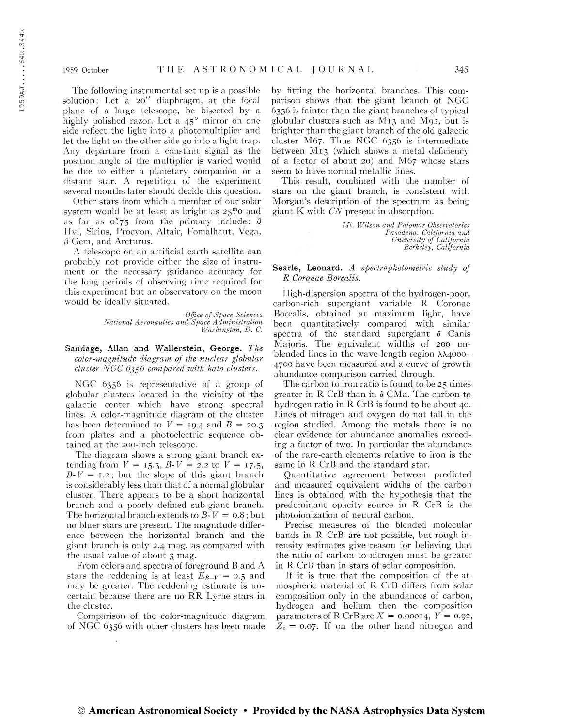The following instrumental set up is a possible solution: Let a 20″ diaphragm, at the focal plane of a large telescope, be bisected by a highly polished razor. Let a 45° mirror on one side reflect the light into a photomultiplier and let the light on the other side go into a light trap. Any departure from a constant signal as the position angle of the multiplier is varied would be due to either a planetary companion or a distant star. A repetition of the experiment several months later should decide this question.

Other stars from which a member of our solar system would be at least as bright as $25^{m}0$ and as far as $0''75$ from the primary include: $\beta$ Hyi, Sirius, Procyon, Altair, Fomalhaut, Vega, $\beta$ Gem, and Arcturus.

A telescope on an artificial earth satellite can probably not provide either the size of instrument or the necessary guidance accuracy for the long periods of observing time required for this experiment but an observatory on the moon would be ideally situated.

*Office of Space Sciences*
*National Aeronautics and Space Administration*
*Washington, D. C.*

**Sandage, Allan and Wallerstein, George.** *The color-magnitude diagram of the nuclear globular cluster NGC 6356 compared with halo clusters.*

NGC 6356 is representative of a group of globular clusters located in the vicinity of the galactic center which have strong spectral lines. A color-magnitude diagram of the cluster has been determined to $V = 19.4$ and $B = 20.3$ from plates and a photoelectric sequence obtained at the 200-inch telescope.

The diagram shows a strong giant branch extending from $V = 15.3$, $B\text{-}V = 2.2$ to $V = 17.5$, $B\text{-}V = 1.2$; but the slope of this giant branch is considerably less than that of a normal globular cluster. There appears to be a short horizontal branch and a poorly defined sub-giant branch. The horizontal branch extends to $B\text{-}V = 0.8$; but no bluer stars are present. The magnitude difference between the horizontal branch and the giant branch is only 2.4 mag. as compared with the usual value of about 3 mag.

From colors and spectra of foreground B and A stars the reddening is at least $E_{B-V} = 0.5$ and may be greater. The reddening estimate is uncertain because there are no RR Lyrae stars in the cluster.

Comparison of the color-magnitude diagram of NGC 6356 with other clusters has been made by fitting the horizontal branches. This comparison shows that the giant branch of NGC 6356 is fainter than the giant branches of typical globular clusters such as M13 and M92, but is brighter than the giant branch of the old galactic cluster M67. Thus NGC 6356 is intermediate between M13 (which shows a metal deficiency of a factor of about 20) and M67 whose stars seem to have normal metallic lines.

This result, combined with the number of stars on the giant branch, is consistent with Morgan's description of the spectrum as being giant K with *CN* present in absorption.

*Mt. Wilson and Palomar Observatories*
*Pasadena, California and*
*University of California*
*Berkeley, California*

**Searle, Leonard.** *A spectrophotometric study of R Coronae Borealis.*

High-dispersion spectra of the hydrogen-poor, carbon-rich supergiant variable R Coronae Borealis, obtained at maximum light, have been quantitatively compared with similar spectra of the standard supergiant $\delta$ Canis Majoris. The equivalent widths of 200 unblended lines in the wave length region $\lambda\lambda$4000–4700 have been measured and a curve of growth abundance comparison carried through.

The carbon to iron ratio is found to be 25 times greater in R CrB than in $\delta$ CMa. The carbon to hydrogen ratio in R CrB is found to be about 40. Lines of nitrogen and oxygen do not fall in the region studied. Among the metals there is no clear evidence for abundance anomalies exceeding a factor of two. In particular the abundance of the rare-earth elements relative to iron is the same in R CrB and the standard star.

Quantitative agreement between predicted and measured equivalent widths of the carbon lines is obtained with the hypothesis that the predominant opacity source in R CrB is the photoionization of neutral carbon.

Precise measures of the blended molecular bands in R CrB are not possible, but rough intensity estimates give reason for believing that the ratio of carbon to nitrogen must be greater in R CrB than in stars of solar composition.

If it is true that the composition of the atmospheric material of R CrB differs from solar composition only in the abundances of carbon, hydrogen and helium then the composition parameters of R CrB are $X = 0.00014$, $Y = 0.92$, $Z_c = 0.07$. If on the other hand nitrogen and